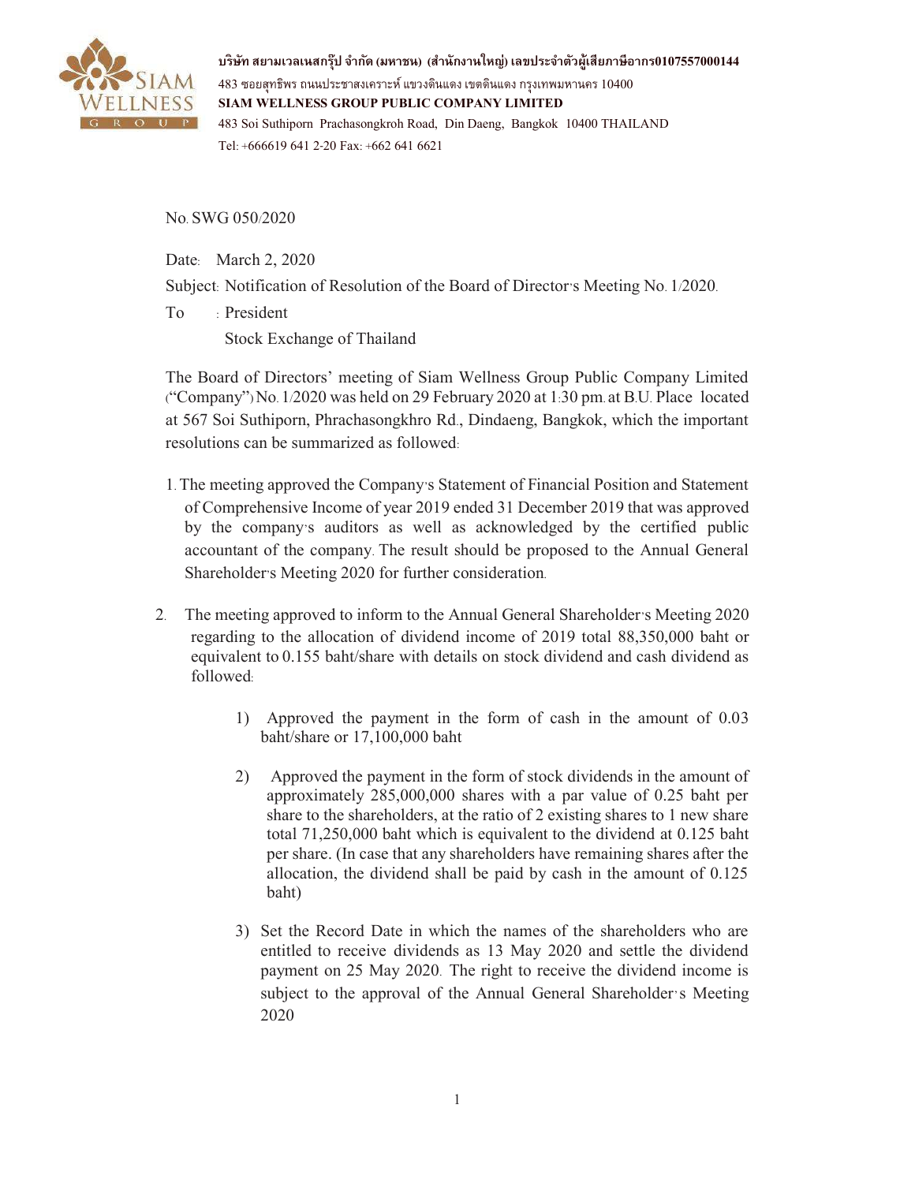บริษัท สยามเวลเนสกรุ๊ป จำกัด (มหาชน) (สำนักงานใหญ่) เลขประจำตัวผู้เสียภาษีอากร0107557000144
483 ซอยสุทธิพร ถนนประชาสงเคราะห์ แขวงดินแดง เขตดินแดง กรุงเทพมหานคร 10400
**SIAM WELLNESS GROUP PUBLIC COMPANY LIMITED**
483 Soi Suthiporn Prachasongkroh Road, Din Daeng, Bangkok 10400 THAILAND
Tel: +666619 641 2-20 Fax: +662 641 6621

No. SWG 050/2020

Date: March 2, 2020

Subject: Notification of Resolution of the Board of Director's Meeting No. 1/2020.

To : President
Stock Exchange of Thailand

The Board of Directors' meeting of Siam Wellness Group Public Company Limited ("Company") No. 1/2020 was held on 29 February 2020 at 1:30 pm. at B.U. Place located at 567 Soi Suthiporn, Phrachasongkhro Rd., Dindaeng, Bangkok, which the important resolutions can be summarized as followed:

1. The meeting approved the Company's Statement of Financial Position and Statement of Comprehensive Income of year 2019 ended 31 December 2019 that was approved by the company's auditors as well as acknowledged by the certified public accountant of the company. The result should be proposed to the Annual General Shareholder's Meeting 2020 for further consideration.

2. The meeting approved to inform to the Annual General Shareholder's Meeting 2020 regarding to the allocation of dividend income of 2019 total 88,350,000 baht or equivalent to 0.155 baht/share with details on stock dividend and cash dividend as followed:

   1) Approved the payment in the form of cash in the amount of 0.03 baht/share or 17,100,000 baht

   2) Approved the payment in the form of stock dividends in the amount of approximately 285,000,000 shares with a par value of 0.25 baht per share to the shareholders, at the ratio of 2 existing shares to 1 new share total 71,250,000 baht which is equivalent to the dividend at 0.125 baht per share. (In case that any shareholders have remaining shares after the allocation, the dividend shall be paid by cash in the amount of 0.125 baht)

   3) Set the Record Date in which the names of the shareholders who are entitled to receive dividends as 13 May 2020 and settle the dividend payment on 25 May 2020. The right to receive the dividend income is subject to the approval of the Annual General Shareholder's Meeting 2020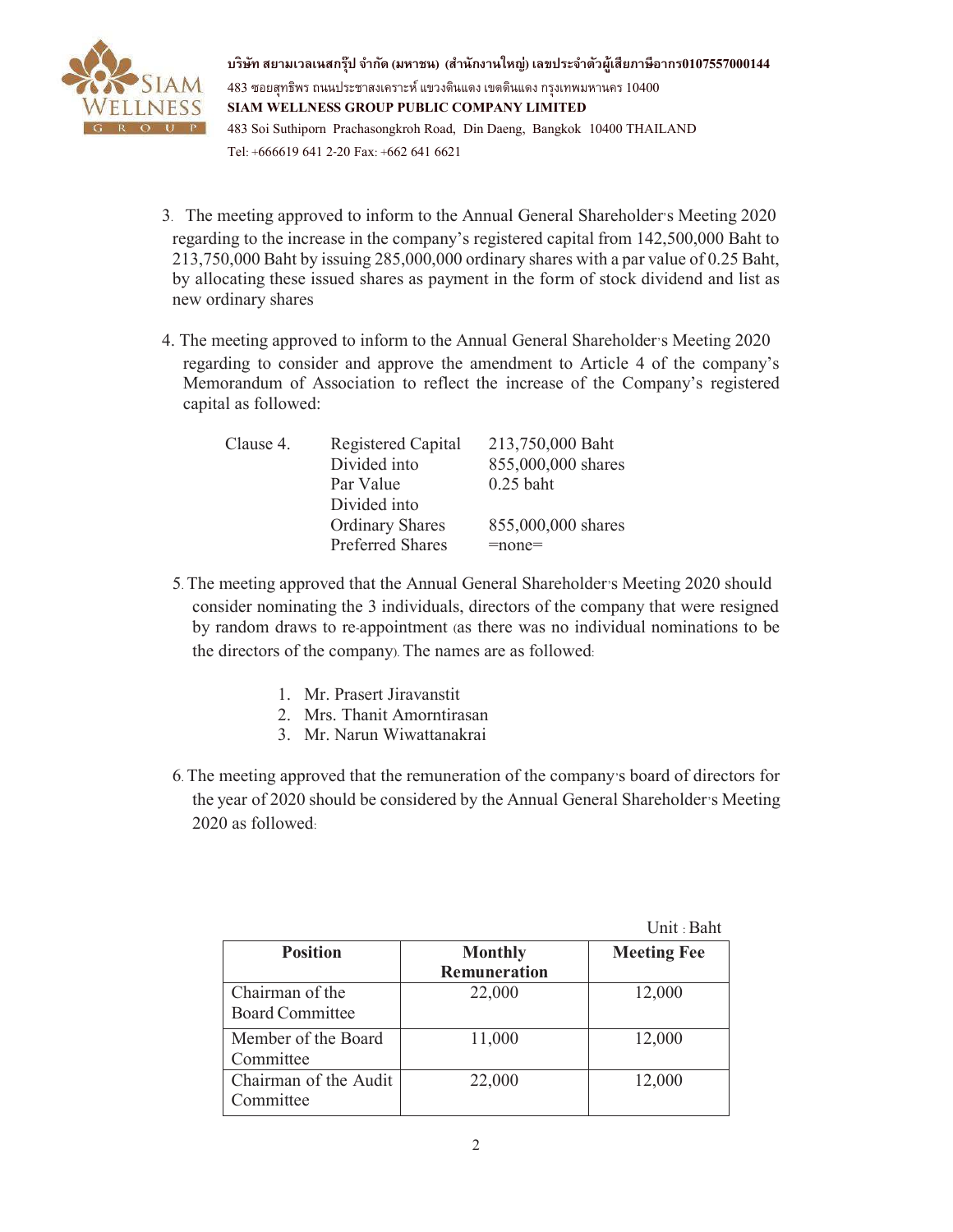บริษัท สยามเวลเนสกรุ๊ป จำกัด (มหาชน) (สำนักงานใหญ่) เลขประจำตัวผู้เสียภาษีอากร0107557000144
483 ซอยสุทธิพร ถนนประชาสงเคราะห์ แขวงดินแดง เขตดินแดง กรุงเทพมหานคร 10400
**SIAM WELLNESS GROUP PUBLIC COMPANY LIMITED**
483 Soi Suthiporn Prachasongkroh Road, Din Daeng, Bangkok 10400 THAILAND
Tel: +666619 641 2-20 Fax: +662 641 6621

3. The meeting approved to inform to the Annual General Shareholder's Meeting 2020 regarding to the increase in the company's registered capital from 142,500,000 Baht to 213,750,000 Baht by issuing 285,000,000 ordinary shares with a par value of 0.25 Baht, by allocating these issued shares as payment in the form of stock dividend and list as new ordinary shares

4. The meeting approved to inform to the Annual General Shareholder's Meeting 2020 regarding to consider and approve the amendment to Article 4 of the company's Memorandum of Association to reflect the increase of the Company's registered capital as followed:

| Clause 4. | Registered Capital | 213,750,000 Baht |
|---|---|---|
| | Divided into | 855,000,000 shares |
| | Par Value | 0.25 baht |
| | Divided into | |
| | Ordinary Shares | 855,000,000 shares |
| | Preferred Shares | =none= |

5. The meeting approved that the Annual General Shareholder's Meeting 2020 should consider nominating the 3 individuals, directors of the company that were resigned by random draws to re-appointment (as there was no individual nominations to be the directors of the company). The names are as followed:

   1. Mr. Prasert Jiravanstit
   2. Mrs. Thanit Amorntirasan
   3. Mr. Narun Wiwattanakrai

6. The meeting approved that the remuneration of the company's board of directors for the year of 2020 should be considered by the Annual General Shareholder's Meeting 2020 as followed:

Unit : Baht

| Position | Monthly Remuneration | Meeting Fee |
|---|---|---|
| Chairman of the Board Committee | 22,000 | 12,000 |
| Member of the Board Committee | 11,000 | 12,000 |
| Chairman of the Audit Committee | 22,000 | 12,000 |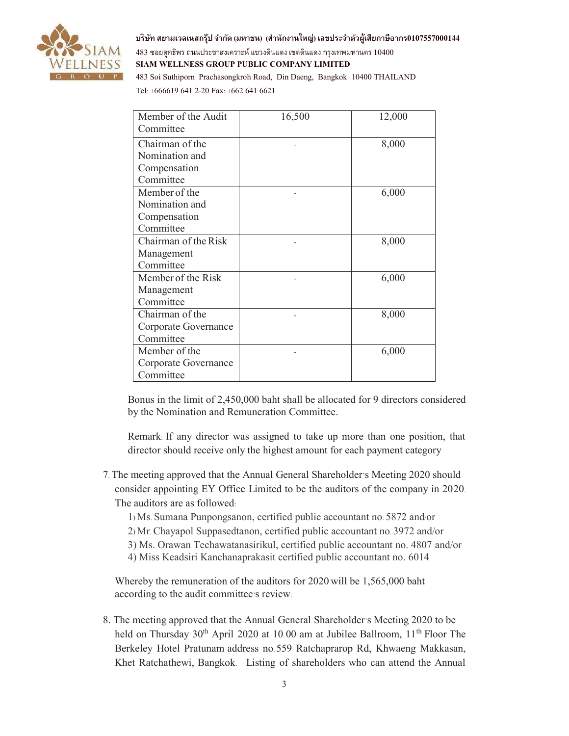| Member of the Audit Committee | 16,500 | 12,000 |
|---|---|---|
| Chairman of the Nomination and Compensation Committee | - | 8,000 |
| Member of the Nomination and Compensation Committee | - | 6,000 |
| Chairman of the Risk Management Committee | - | 8,000 |
| Member of the Risk Management Committee | - | 6,000 |
| Chairman of the Corporate Governance Committee | - | 8,000 |
| Member of the Corporate Governance Committee | - | 6,000 |

Bonus in the limit of 2,450,000 baht shall be allocated for 9 directors considered by the Nomination and Remuneration Committee.

Remark: If any director was assigned to take up more than one position, that director should receive only the highest amount for each payment category

7. The meeting approved that the Annual General Shareholder's Meeting 2020 should consider appointing EY Office Limited to be the auditors of the company in 2020. The auditors are as followed:
   1) Ms. Sumana Punpongsanon, certified public accountant no. 5872 and/or
   2) Mr. Chayapol Suppasedtanon, certified public accountant no. 3972 and/or
   3) Ms. Orawan Techawatanasirikul, certified public accountant no. 4807 and/or
   4) Miss Keadsiri Kanchanaprakasit certified public accountant no. 6014

   Whereby the remuneration of the auditors for 2020 will be 1,565,000 baht according to the audit committee's review.

8. The meeting approved that the Annual General Shareholder's Meeting 2020 to be held on Thursday 30th April 2020 at 10.00 am at Jubilee Ballroom, 11th Floor The Berkeley Hotel Pratunam address no.559 Ratchaprarop Rd, Khwaeng Makkasan, Khet Ratchathewi, Bangkok. Listing of shareholders who can attend the Annual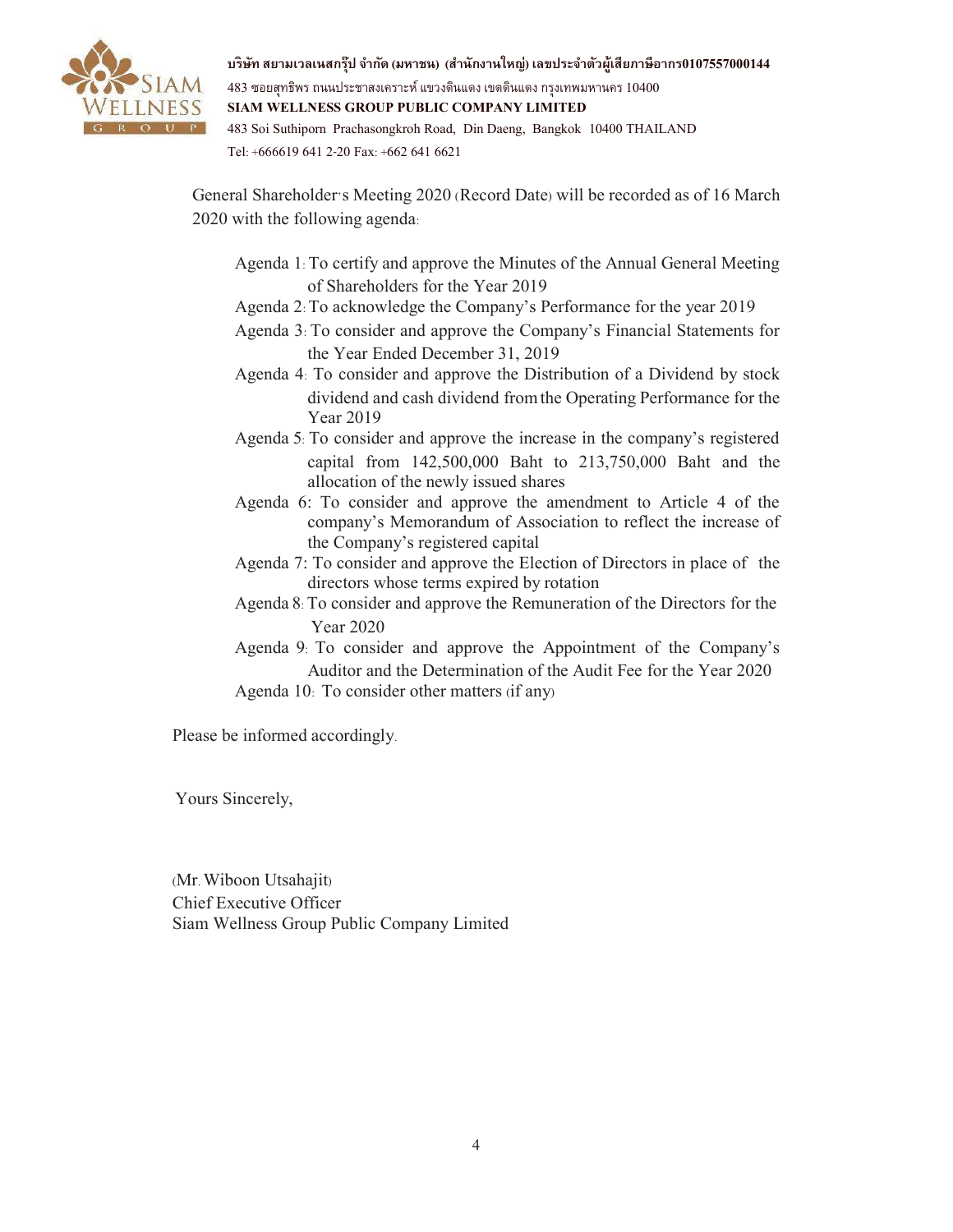บริษัท สยามเวลเนสกรุ๊ป จำกัด (มหาชน) (สำนักงานใหญ่) เลขประจำตัวผู้เสียภาษีอากร0107557000144
483 ซอยสุทธิพร ถนนประชาสงเคราะห์ แขวงดินแดง เขตดินแดง กรุงเทพมหานคร 10400
**SIAM WELLNESS GROUP PUBLIC COMPANY LIMITED**
483 Soi Suthiporn Prachasongkroh Road, Din Daeng, Bangkok 10400 THAILAND
Tel: +666619 641 2-20 Fax: +662 641 6621

General Shareholder's Meeting 2020 (Record Date) will be recorded as of 16 March 2020 with the following agenda:

- Agenda 1: To certify and approve the Minutes of the Annual General Meeting of Shareholders for the Year 2019
- Agenda 2: To acknowledge the Company's Performance for the year 2019
- Agenda 3: To consider and approve the Company's Financial Statements for the Year Ended December 31, 2019
- Agenda 4: To consider and approve the Distribution of a Dividend by stock dividend and cash dividend from the Operating Performance for the Year 2019
- Agenda 5: To consider and approve the increase in the company's registered capital from 142,500,000 Baht to 213,750,000 Baht and the allocation of the newly issued shares
- Agenda 6: To consider and approve the amendment to Article 4 of the company's Memorandum of Association to reflect the increase of the Company's registered capital
- Agenda 7: To consider and approve the Election of Directors in place of the directors whose terms expired by rotation
- Agenda 8: To consider and approve the Remuneration of the Directors for the Year 2020
- Agenda 9: To consider and approve the Appointment of the Company's Auditor and the Determination of the Audit Fee for the Year 2020
- Agenda 10: To consider other matters (if any)

Please be informed accordingly.

Yours Sincerely,

(Mr. Wiboon Utsahajit)
Chief Executive Officer
Siam Wellness Group Public Company Limited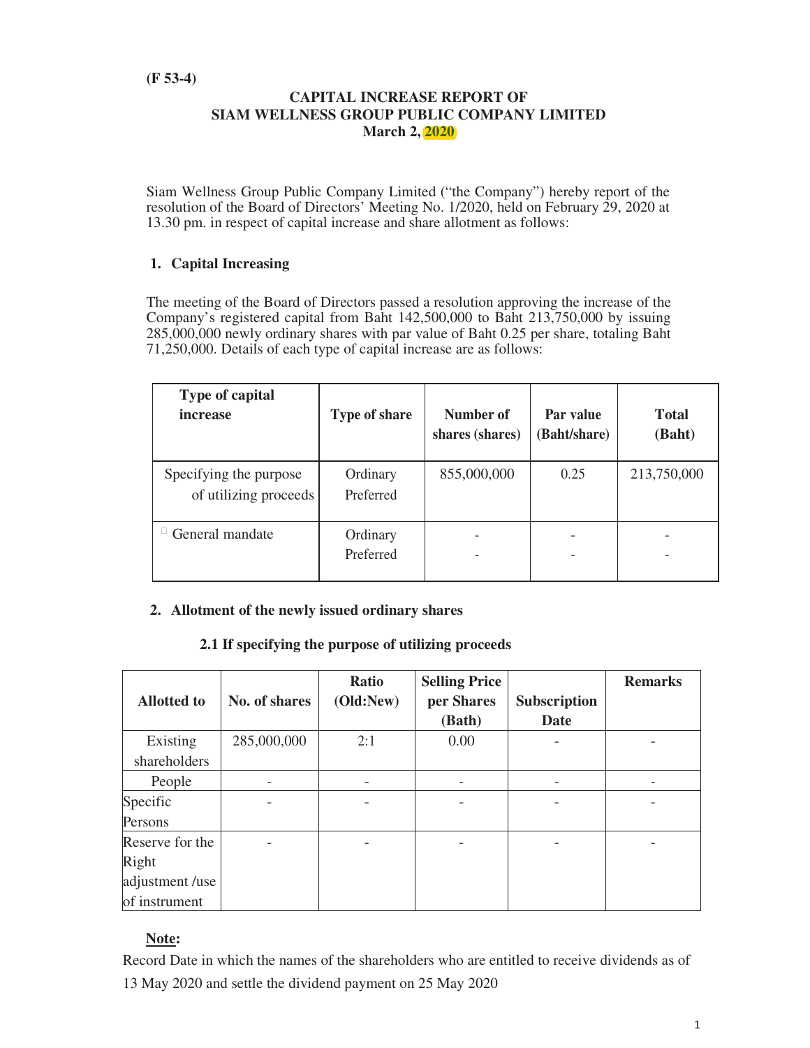(F 53-4)

**CAPITAL INCREASE REPORT OF**
**SIAM WELLNESS GROUP PUBLIC COMPANY LIMITED**
**March 2, 2020**

Siam Wellness Group Public Company Limited ("the Company") hereby report of the resolution of the Board of Directors' Meeting No. 1/2020, held on February 29, 2020 at 13.30 pm. in respect of capital increase and share allotment as follows:

## 1. Capital Increasing

The meeting of the Board of Directors passed a resolution approving the increase of the Company's registered capital from Baht 142,500,000 to Baht 213,750,000 by issuing 285,000,000 newly ordinary shares with par value of Baht 0.25 per share, totaling Baht 71,250,000. Details of each type of capital increase are as follows:

| Type of capital increase | Type of share | Number of shares (shares) | Par value (Baht/share) | Total (Baht) |
|---|---|---|---|---|
| Specifying the purpose of utilizing proceeds | Ordinary<br>Preferred | 855,000,000 | 0.25 | 213,750,000 |
| ☐ General mandate | Ordinary<br>Preferred | -<br>- | -<br>- | -<br>- |

## 2. Allotment of the newly issued ordinary shares

### 2.1 If specifying the purpose of utilizing proceeds

| Allotted to | No. of shares | Ratio (Old:New) | Selling Price per Shares (Bath) | Subscription Date | Remarks |
|---|---|---|---|---|---|
| Existing shareholders | 285,000,000 | 2:1 | 0.00 | - | - |
| People | - | - | - | - | - |
| Specific Persons | - | - | - | - | - |
| Reserve for the Right adjustment /use of instrument | - | - | - | - | - |

**Note:**
Record Date in which the names of the shareholders who are entitled to receive dividends as of 13 May 2020 and settle the dividend payment on 25 May 2020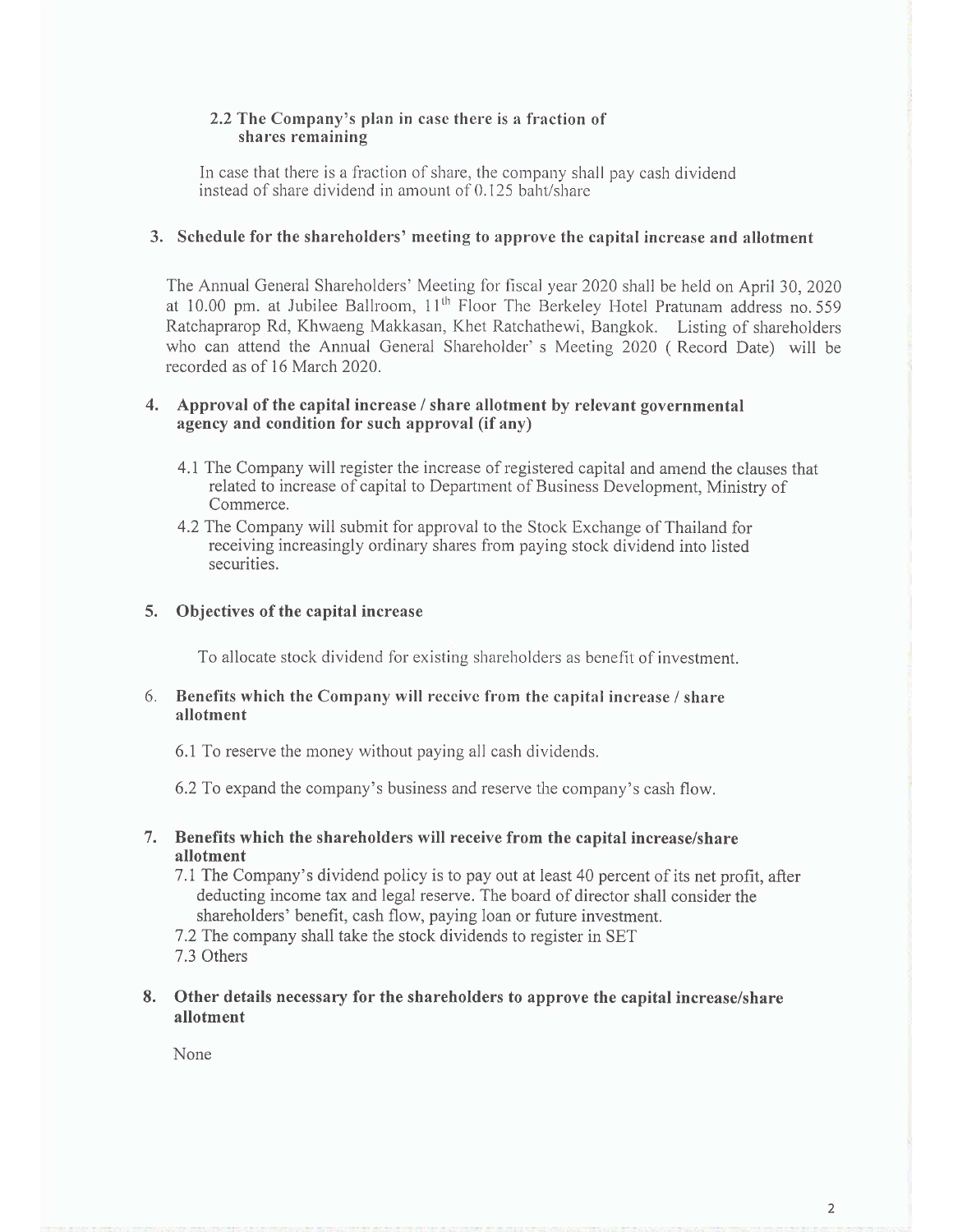### 2.2 The Company's plan in case there is a fraction of shares remaining

In case that there is a fraction of share, the company shall pay cash dividend instead of share dividend in amount of 0.125 baht/share

## 3. Schedule for the shareholders' meeting to approve the capital increase and allotment

The Annual General Shareholders' Meeting for fiscal year 2020 shall be held on April 30, 2020 at 10.00 pm. at Jubilee Ballroom, 11th Floor The Berkeley Hotel Pratunam address no. 559 Ratchaprarop Rd, Khwaeng Makkasan, Khet Ratchathewi, Bangkok. Listing of shareholders who can attend the Annual General Shareholder' s Meeting 2020 ( Record Date) will be recorded as of 16 March 2020.

## 4. Approval of the capital increase / share allotment by relevant governmental agency and condition for such approval (if any)

4.1 The Company will register the increase of registered capital and amend the clauses that related to increase of capital to Department of Business Development, Ministry of Commerce.

4.2 The Company will submit for approval to the Stock Exchange of Thailand for receiving increasingly ordinary shares from paying stock dividend into listed securities.

## 5. Objectives of the capital increase

To allocate stock dividend for existing shareholders as benefit of investment.

## 6. Benefits which the Company will receive from the capital increase / share allotment

6.1 To reserve the money without paying all cash dividends.

6.2 To expand the company's business and reserve the company's cash flow.

## 7. Benefits which the shareholders will receive from the capital increase/share allotment

7.1 The Company's dividend policy is to pay out at least 40 percent of its net profit, after deducting income tax and legal reserve. The board of director shall consider the shareholders' benefit, cash flow, paying loan or future investment.

7.2 The company shall take the stock dividends to register in SET

7.3 Others

## 8. Other details necessary for the shareholders to approve the capital increase/share allotment

None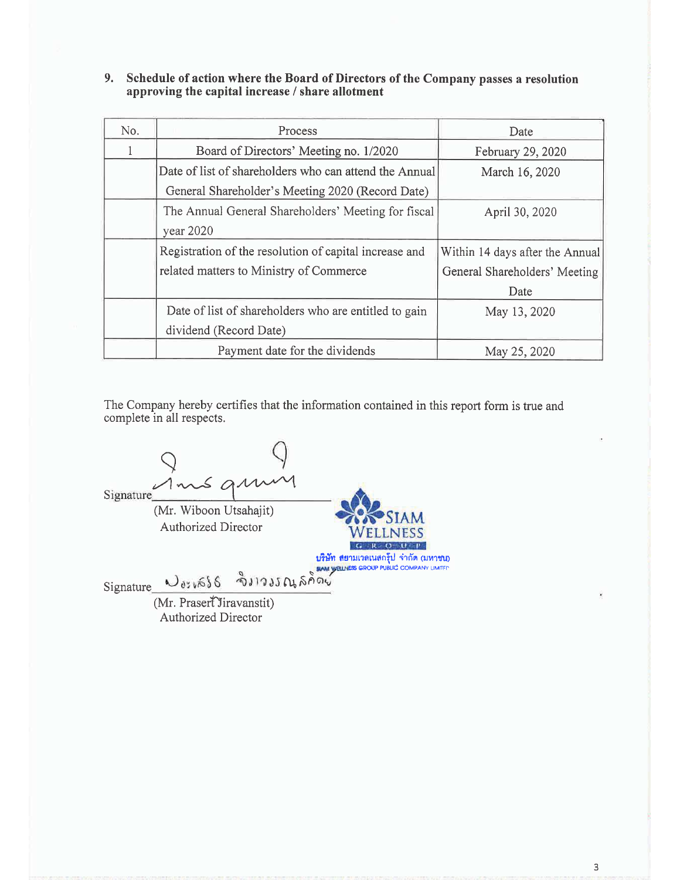**9. Schedule of action where the Board of Directors of the Company passes a resolution approving the capital increase / share allotment**

| No. | Process | Date |
|---|---|---|
| 1 | Board of Directors' Meeting no. 1/2020 | February 29, 2020 |
| | Date of list of shareholders who can attend the Annual General Shareholder's Meeting 2020 (Record Date) | March 16, 2020 |
| | The Annual General Shareholders' Meeting for fiscal year 2020 | April 30, 2020 |
| | Registration of the resolution of capital increase and related matters to Ministry of Commerce | Within 14 days after the Annual General Shareholders' Meeting Date |
| | Date of list of shareholders who are entitled to gain dividend (Record Date) | May 13, 2020 |
| | Payment date for the dividends | May 25, 2020 |

The Company hereby certifies that the information contained in this report form is true and complete in all respects.

Signature_______________________
(Mr. Wiboon Utsahajit)
Authorized Director

บริษัท สยามเวลเนสกรุ๊ป จำกัด (มหาชน)
SIAM WELLNESS GROUP PUBLIC COMPANY LIMITED

Signature_______________________
(Mr. Prasert Jiravanstit)
Authorized Director